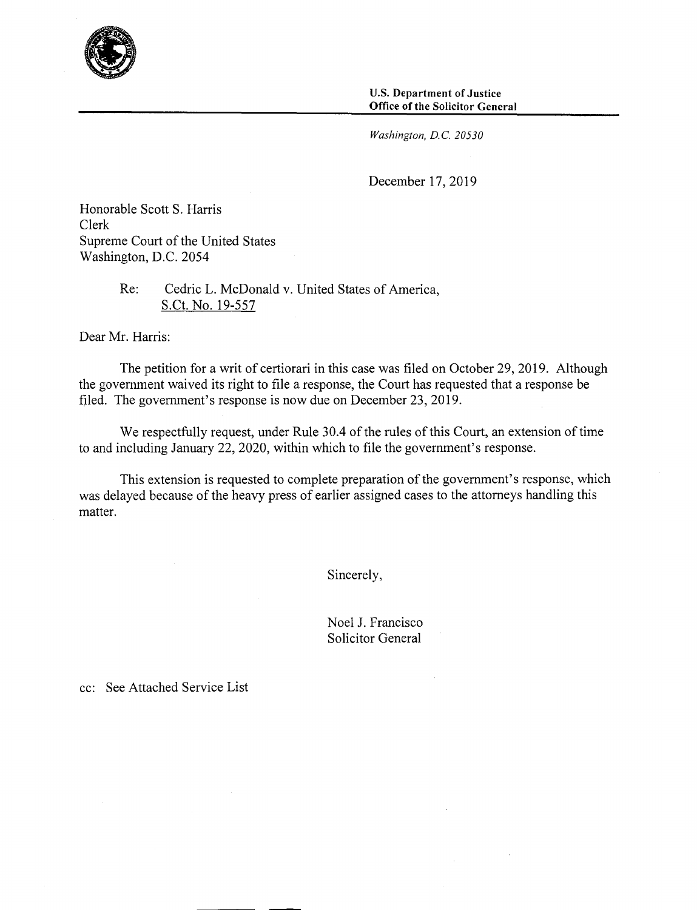**U.S. Department of Justice**
**Office of the Solicitor General**

*Washington, D.C. 20530*

December 17, 2019

Honorable Scott S. Harris
Clerk
Supreme Court of the United States
Washington, D.C. 2054

Re: Cedric L. McDonald v. United States of America, S.Ct. No. 19-557

Dear Mr. Harris:

The petition for a writ of certiorari in this case was filed on October 29, 2019. Although the government waived its right to file a response, the Court has requested that a response be filed. The government's response is now due on December 23, 2019.

We respectfully request, under Rule 30.4 of the rules of this Court, an extension of time to and including January 22, 2020, within which to file the government's response.

This extension is requested to complete preparation of the government's response, which was delayed because of the heavy press of earlier assigned cases to the attorneys handling this matter.

Sincerely,

Noel J. Francisco
Solicitor General

cc: See Attached Service List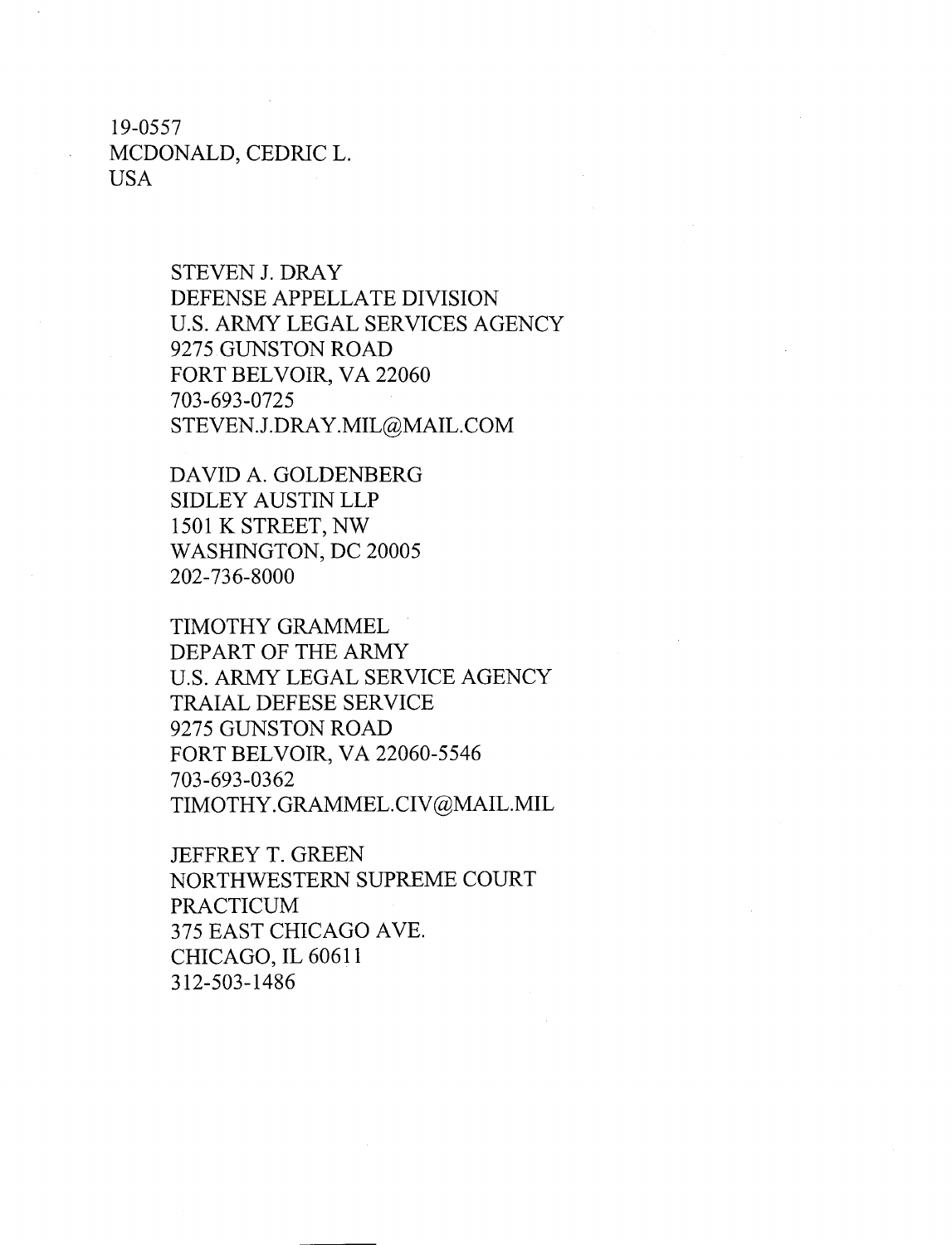19-0557
MCDONALD, CEDRIC L.
USA

STEVEN J. DRAY
DEFENSE APPELLATE DIVISION
U.S. ARMY LEGAL SERVICES AGENCY
9275 GUNSTON ROAD
FORT BELVOIR, VA 22060
703-693-0725
STEVEN.J.DRAY.MIL@MAIL.COM

DAVID A. GOLDENBERG
SIDLEY AUSTIN LLP
1501 K STREET, NW
WASHINGTON, DC 20005
202-736-8000

TIMOTHY GRAMMEL
DEPART OF THE ARMY
U.S. ARMY LEGAL SERVICE AGENCY
TRAIAL DEFESE SERVICE
9275 GUNSTON ROAD
FORT BELVOIR, VA 22060-5546
703-693-0362
TIMOTHY.GRAMMEL.CIV@MAIL.MIL

JEFFREY T. GREEN
NORTHWESTERN SUPREME COURT
PRACTICUM
375 EAST CHICAGO AVE.
CHICAGO, IL 60611
312-503-1486